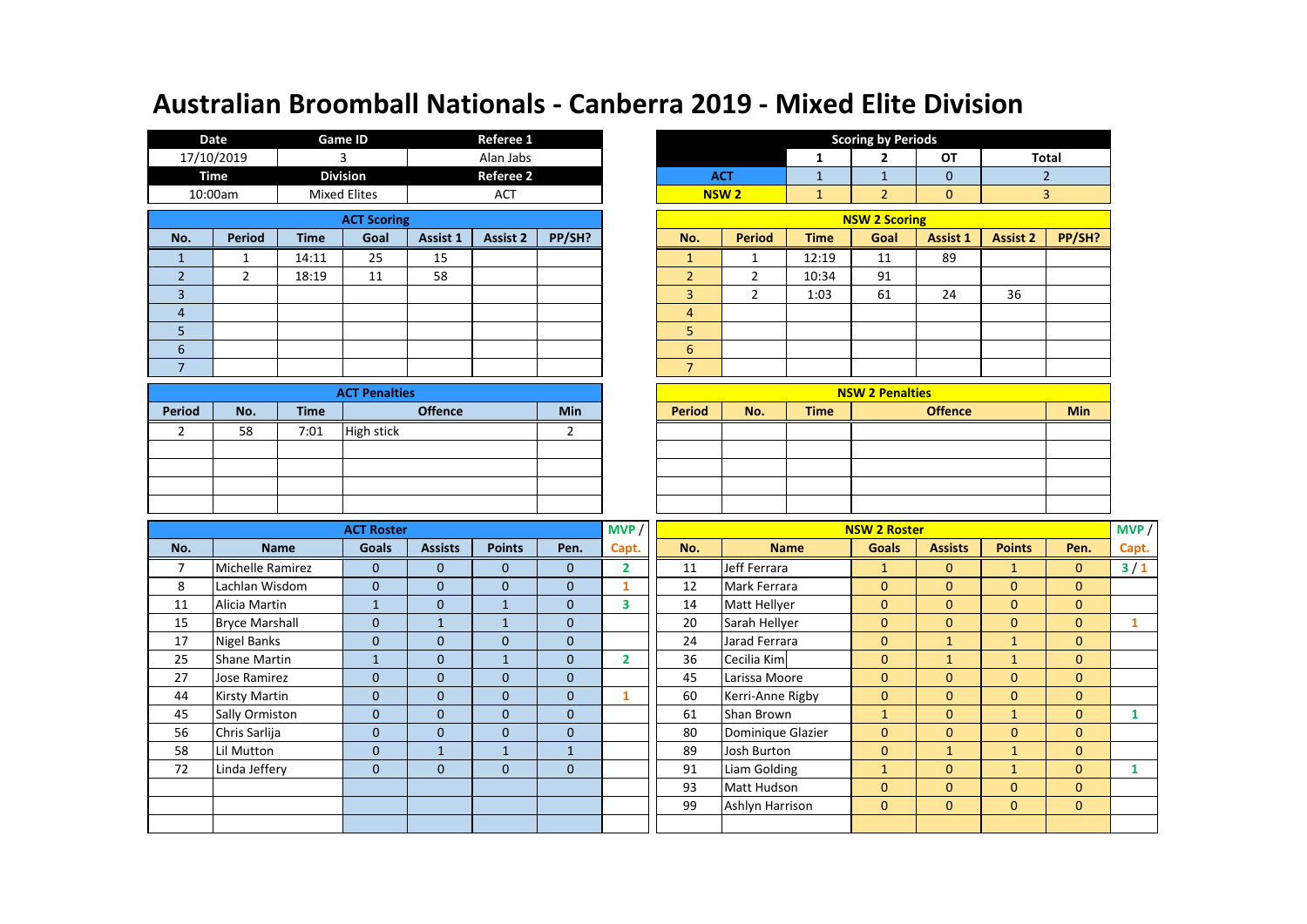# Australian Broomball Nationals - Canberra 2019 - Mixed Elite Division

| Date | Game ID | Referee 1 |
|---|---|---|
| 17/10/2019 | 3 | Alan Jabs |
| **Time** | **Division** | **Referee 2** |
| 10:00am | Mixed Elites | ACT |

**Scoring by Periods**

| | 1 | 2 | OT | Total |
|---|---|---|---|---|
| ACT | 1 | 1 | 0 | 2 |
| NSW 2 | 1 | 2 | 0 | 3 |

**ACT Scoring**

| No. | Period | Time | Goal | Assist 1 | Assist 2 | PP/SH? |
|---|---|---|---|---|---|---|
| 1 | 1 | 14:11 | 25 | 15 | | |
| 2 | 2 | 18:19 | 11 | 58 | | |
| 3 | | | | | | |
| 4 | | | | | | |
| 5 | | | | | | |
| 6 | | | | | | |
| 7 | | | | | | |

**NSW 2 Scoring**

| No. | Period | Time | Goal | Assist 1 | Assist 2 | PP/SH? |
|---|---|---|---|---|---|---|
| 1 | 1 | 12:19 | 11 | 89 | | |
| 2 | 2 | 10:34 | 91 | | | |
| 3 | 2 | 1:03 | 61 | 24 | 36 | |
| 4 | | | | | | |
| 5 | | | | | | |
| 6 | | | | | | |
| 7 | | | | | | |

**ACT Penalties**

| Period | No. | Time | Offence | Min |
|---|---|---|---|---|
| 2 | 58 | 7:01 | High stick | 2 |
| | | | | |
| | | | | |
| | | | | |
| | | | | |

**NSW 2 Penalties**

| Period | No. | Time | Offence | Min |
|---|---|---|---|---|
| | | | | |
| | | | | |
| | | | | |
| | | | | |
| | | | | |

**ACT Roster**

| No. | Name | Goals | Assists | Points | Pen. | MVP / Capt. |
|---|---|---|---|---|---|---|
| 7 | Michelle Ramirez | 0 | 0 | 0 | 0 | 2 |
| 8 | Lachlan Wisdom | 0 | 0 | 0 | 0 | 1 |
| 11 | Alicia Martin | 1 | 0 | 1 | 0 | 3 |
| 15 | Bryce Marshall | 0 | 1 | 1 | 0 | |
| 17 | Nigel Banks | 0 | 0 | 0 | 0 | |
| 25 | Shane Martin | 1 | 0 | 1 | 0 | 2 |
| 27 | Jose Ramirez | 0 | 0 | 0 | 0 | |
| 44 | Kirsty Martin | 0 | 0 | 0 | 0 | 1 |
| 45 | Sally Ormiston | 0 | 0 | 0 | 0 | |
| 56 | Chris Sarlija | 0 | 0 | 0 | 0 | |
| 58 | Lil Mutton | 0 | 1 | 1 | 1 | |
| 72 | Linda Jeffery | 0 | 0 | 0 | 0 | |
| | | | | | | |
| | | | | | | |
| | | | | | | |

**NSW 2 Roster**

| No. | Name | Goals | Assists | Points | Pen. | MVP / Capt. |
|---|---|---|---|---|---|---|
| 11 | Jeff Ferrara | 1 | 0 | 1 | 0 | 3 / 1 |
| 12 | Mark Ferrara | 0 | 0 | 0 | 0 | |
| 14 | Matt Hellyer | 0 | 0 | 0 | 0 | |
| 20 | Sarah Hellyer | 0 | 0 | 0 | 0 | 1 |
| 24 | Jarad Ferrara | 0 | 1 | 1 | 0 | |
| 36 | Cecilia Kim | 0 | 1 | 1 | 0 | |
| 45 | Larissa Moore | 0 | 0 | 0 | 0 | |
| 60 | Kerri-Anne Rigby | 0 | 0 | 0 | 0 | |
| 61 | Shan Brown | 1 | 0 | 1 | 0 | 1 |
| 80 | Dominique Glazier | 0 | 0 | 0 | 0 | |
| 89 | Josh Burton | 0 | 1 | 1 | 0 | |
| 91 | Liam Golding | 1 | 0 | 1 | 0 | 1 |
| 93 | Matt Hudson | 0 | 0 | 0 | 0 | |
| 99 | Ashlyn Harrison | 0 | 0 | 0 | 0 | |
| | | | | | | |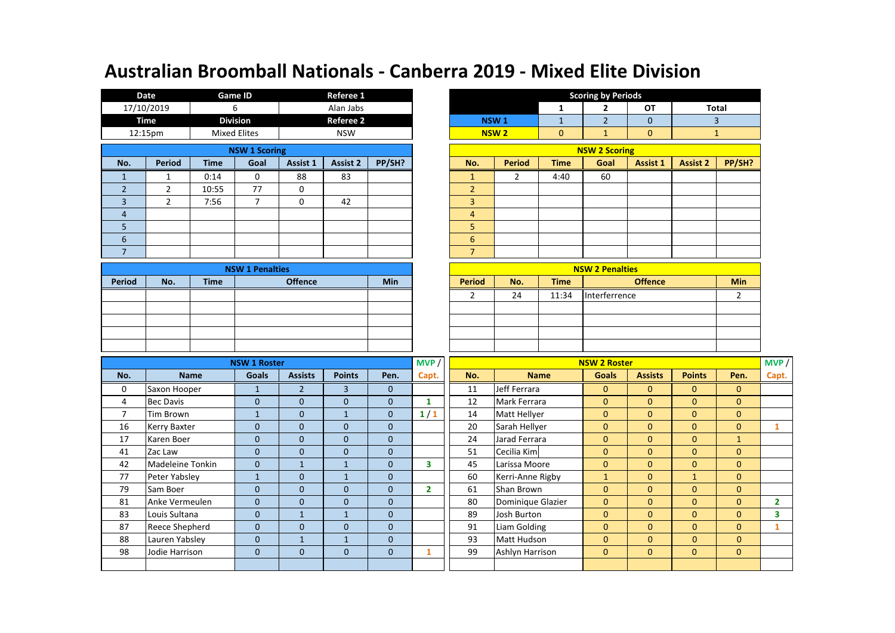# Australian Broomball Nationals - Canberra 2019 - Mixed Elite Division

| Date | Game ID | Referee 1 |
|---|---|---|
| 17/10/2019 | 6 | Alan Jabs |
| **Time** | **Division** | **Referee 2** |
| 12:15pm | Mixed Elites | NSW |

| Scoring by Periods | 1 | 2 | OT | Total |
|---|---|---|---|---|
| NSW 1 | 1 | 2 | 0 | 3 |
| NSW 2 | 0 | 1 | 0 | 1 |

**NSW 1 Scoring**

| No. | Period | Time | Goal | Assist 1 | Assist 2 | PP/SH? |
|---|---|---|---|---|---|---|
| 1 | 1 | 0:14 | 0 | 88 | 83 | |
| 2 | 2 | 10:55 | 77 | 0 | | |
| 3 | 2 | 7:56 | 7 | 0 | 42 | |
| 4 | | | | | | |
| 5 | | | | | | |
| 6 | | | | | | |
| 7 | | | | | | |

**NSW 2 Scoring**

| No. | Period | Time | Goal | Assist 1 | Assist 2 | PP/SH? |
|---|---|---|---|---|---|---|
| 1 | 2 | 4:40 | 60 | | | |
| 2 | | | | | | |
| 3 | | | | | | |
| 4 | | | | | | |
| 5 | | | | | | |
| 6 | | | | | | |
| 7 | | | | | | |

**NSW 1 Penalties**

| Period | No. | Time | Offence | Min |
|---|---|---|---|---|
| | | | | |
| | | | | |
| | | | | |
| | | | | |
| | | | | |

**NSW 2 Penalties**

| Period | No. | Time | Offence | Min |
|---|---|---|---|---|
| 2 | 24 | 11:34 | Interferrence | 2 |
| | | | | |
| | | | | |
| | | | | |
| | | | | |

**NSW 1 Roster**

| No. | Name | Goals | Assists | Points | Pen. | MVP / Capt. |
|---|---|---|---|---|---|---|
| 0 | Saxon Hooper | 1 | 2 | 3 | 0 | |
| 4 | Bec Davis | 0 | 0 | 0 | 0 | 1 |
| 7 | Tim Brown | 1 | 0 | 1 | 0 | 1 / 1 |
| 16 | Kerry Baxter | 0 | 0 | 0 | 0 | |
| 17 | Karen Boer | 0 | 0 | 0 | 0 | |
| 41 | Zac Law | 0 | 0 | 0 | 0 | |
| 42 | Madeleine Tonkin | 0 | 1 | 1 | 0 | 3 |
| 77 | Peter Yabsley | 1 | 0 | 1 | 0 | |
| 79 | Sam Boer | 0 | 0 | 0 | 0 | 2 |
| 81 | Anke Vermeulen | 0 | 0 | 0 | 0 | |
| 83 | Louis Sultana | 0 | 1 | 1 | 0 | |
| 87 | Reece Shepherd | 0 | 0 | 0 | 0 | |
| 88 | Lauren Yabsley | 0 | 1 | 1 | 0 | |
| 98 | Jodie Harrison | 0 | 0 | 0 | 0 | 1 |
| | | | | | | |

**NSW 2 Roster**

| No. | Name | Goals | Assists | Points | Pen. | MVP / Capt. |
|---|---|---|---|---|---|---|
| 11 | Jeff Ferrara | 0 | 0 | 0 | 0 | |
| 12 | Mark Ferrara | 0 | 0 | 0 | 0 | |
| 14 | Matt Hellyer | 0 | 0 | 0 | 0 | |
| 20 | Sarah Hellyer | 0 | 0 | 0 | 0 | 1 |
| 24 | Jarad Ferrara | 0 | 0 | 0 | 1 | |
| 51 | Cecilia Kim | 0 | 0 | 0 | 0 | |
| 45 | Larissa Moore | 0 | 0 | 0 | 0 | |
| 60 | Kerri-Anne Rigby | 1 | 0 | 1 | 0 | |
| 61 | Shan Brown | 0 | 0 | 0 | 0 | |
| 80 | Dominique Glazier | 0 | 0 | 0 | 0 | 2 |
| 89 | Josh Burton | 0 | 0 | 0 | 0 | 3 |
| 91 | Liam Golding | 0 | 0 | 0 | 0 | 1 |
| 93 | Matt Hudson | 0 | 0 | 0 | 0 | |
| 99 | Ashlyn Harrison | 0 | 0 | 0 | 0 | |
| | | | | | | |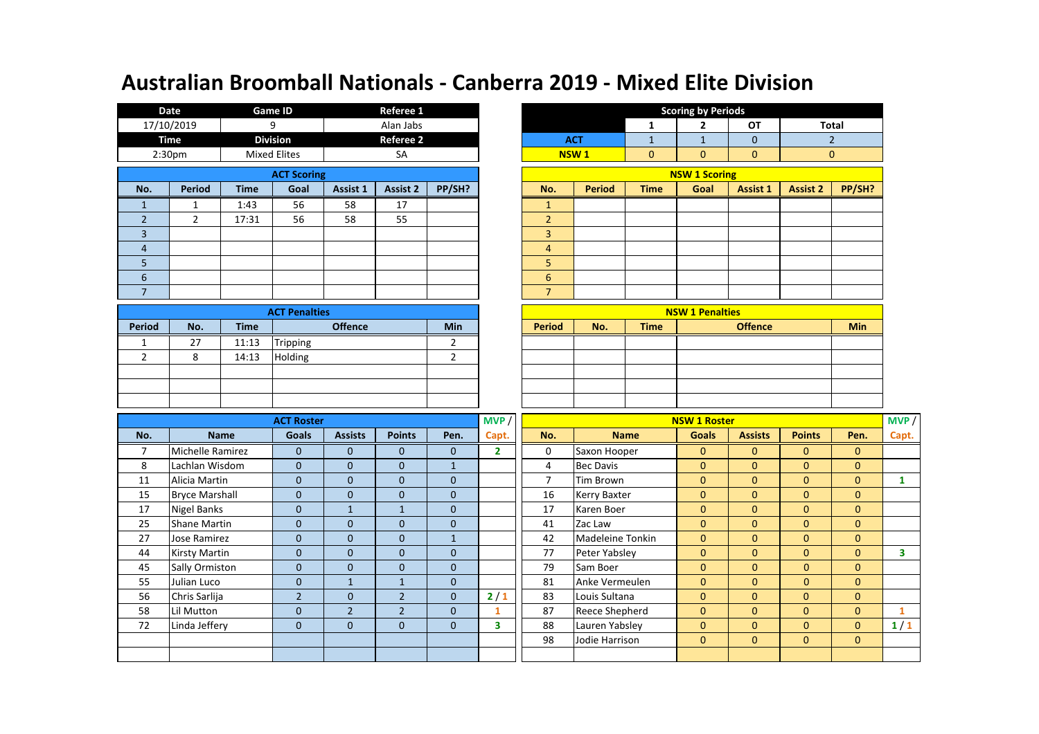# Australian Broomball Nationals - Canberra 2019 - Mixed Elite Division

| Date | Game ID | Referee 1 |
|---|---|---|
| 17/10/2019 | 9 | Alan Jabs |
| **Time** | **Division** | **Referee 2** |
| 2:30pm | Mixed Elites | SA |

| Scoring by Periods | 1 | 2 | OT | Total |
|---|---|---|---|---|
| ACT | 1 | 1 | 0 | 2 |
| NSW 1 | 0 | 0 | 0 | 0 |

## ACT Scoring

| No. | Period | Time | Goal | Assist 1 | Assist 2 | PP/SH? |
|---|---|---|---|---|---|---|
| 1 | 1 | 1:43 | 56 | 58 | 17 | |
| 2 | 2 | 17:31 | 56 | 58 | 55 | |
| 3 | | | | | | |
| 4 | | | | | | |
| 5 | | | | | | |
| 6 | | | | | | |
| 7 | | | | | | |

## NSW 1 Scoring

| No. | Period | Time | Goal | Assist 1 | Assist 2 | PP/SH? |
|---|---|---|---|---|---|---|
| 1 | | | | | | |
| 2 | | | | | | |
| 3 | | | | | | |
| 4 | | | | | | |
| 5 | | | | | | |
| 6 | | | | | | |
| 7 | | | | | | |

## ACT Penalties

| Period | No. | Time | Offence | Min |
|---|---|---|---|---|
| 1 | 27 | 11:13 | Tripping | 2 |
| 2 | 8 | 14:13 | Holding | 2 |
| | | | | |
| | | | | |
| | | | | |

## NSW 1 Penalties

| Period | No. | Time | Offence | Min |
|---|---|---|---|---|
| | | | | |
| | | | | |
| | | | | |
| | | | | |
| | | | | |

## ACT Roster

| No. | Name | Goals | Assists | Points | Pen. | MVP / Capt. |
|---|---|---|---|---|---|---|
| 7 | Michelle Ramirez | 0 | 0 | 0 | 0 | 2 |
| 8 | Lachlan Wisdom | 0 | 0 | 0 | 1 | |
| 11 | Alicia Martin | 0 | 0 | 0 | 0 | |
| 15 | Bryce Marshall | 0 | 0 | 0 | 0 | |
| 17 | Nigel Banks | 0 | 1 | 1 | 0 | |
| 25 | Shane Martin | 0 | 0 | 0 | 0 | |
| 27 | Jose Ramirez | 0 | 0 | 0 | 1 | |
| 44 | Kirsty Martin | 0 | 0 | 0 | 0 | |
| 45 | Sally Ormiston | 0 | 0 | 0 | 0 | |
| 55 | Julian Luco | 0 | 1 | 1 | 0 | |
| 56 | Chris Sarlija | 2 | 0 | 2 | 0 | 2 / 1 |
| 58 | Lil Mutton | 0 | 2 | 2 | 0 | 1 |
| 72 | Linda Jeffery | 0 | 0 | 0 | 0 | 3 |
| | | | | | | |
| | | | | | | |

## NSW 1 Roster

| No. | Name | Goals | Assists | Points | Pen. | MVP / Capt. |
|---|---|---|---|---|---|---|
| 0 | Saxon Hooper | 0 | 0 | 0 | 0 | |
| 4 | Bec Davis | 0 | 0 | 0 | 0 | |
| 7 | Tim Brown | 0 | 0 | 0 | 0 | 1 |
| 16 | Kerry Baxter | 0 | 0 | 0 | 0 | |
| 17 | Karen Boer | 0 | 0 | 0 | 0 | |
| 41 | Zac Law | 0 | 0 | 0 | 0 | |
| 42 | Madeleine Tonkin | 0 | 0 | 0 | 0 | |
| 77 | Peter Yabsley | 0 | 0 | 0 | 0 | 3 |
| 79 | Sam Boer | 0 | 0 | 0 | 0 | |
| 81 | Anke Vermeulen | 0 | 0 | 0 | 0 | |
| 83 | Louis Sultana | 0 | 0 | 0 | 0 | |
| 87 | Reece Shepherd | 0 | 0 | 0 | 0 | 1 |
| 88 | Lauren Yabsley | 0 | 0 | 0 | 0 | 1 / 1 |
| 98 | Jodie Harrison | 0 | 0 | 0 | 0 | |
| | | | | | | |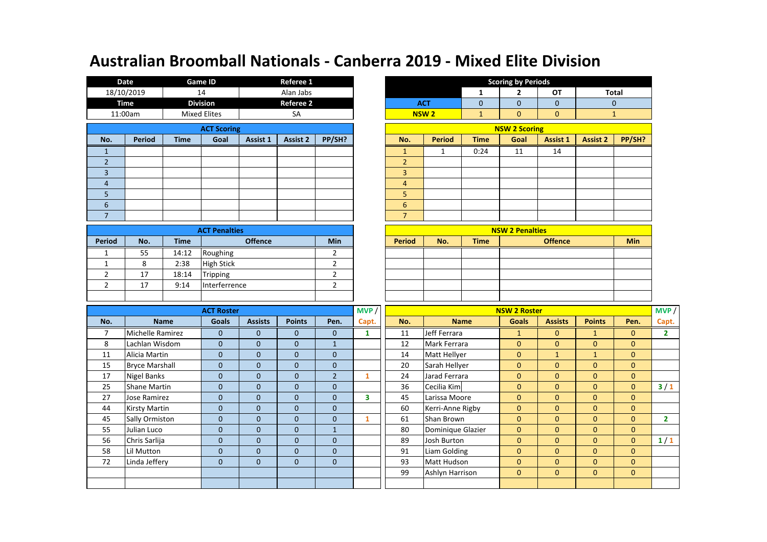# Australian Broomball Nationals - Canberra 2019 - Mixed Elite Division

| Date | Game ID | Referee 1 |
|---|---|---|
| 18/10/2019 | 14 | Alan Jabs |
| **Time** | **Division** | **Referee 2** |
| 11:00am | Mixed Elites | SA |

| Scoring by Periods | 1 | 2 | OT | Total |
|---|---|---|---|---|
| ACT | 0 | 0 | 0 | 0 |
| NSW 2 | 1 | 0 | 0 | 1 |

**ACT Scoring**

| No. | Period | Time | Goal | Assist 1 | Assist 2 | PP/SH? |
|---|---|---|---|---|---|---|
| 1 | | | | | | |
| 2 | | | | | | |
| 3 | | | | | | |
| 4 | | | | | | |
| 5 | | | | | | |
| 6 | | | | | | |
| 7 | | | | | | |

**NSW 2 Scoring**

| No. | Period | Time | Goal | Assist 1 | Assist 2 | PP/SH? |
|---|---|---|---|---|---|---|
| 1 | 1 | 0:24 | 11 | 14 | | |
| 2 | | | | | | |
| 3 | | | | | | |
| 4 | | | | | | |
| 5 | | | | | | |
| 6 | | | | | | |
| 7 | | | | | | |

**ACT Penalties**

| Period | No. | Time | Offence | Min |
|---|---|---|---|---|
| 1 | 55 | 14:12 | Roughing | 2 |
| 1 | 8 | 2:38 | High Stick | 2 |
| 2 | 17 | 18:14 | Tripping | 2 |
| 2 | 17 | 9:14 | Interferrence | 2 |
| | | | | |

**NSW 2 Penalties**

| Period | No. | Time | Offence | Min |
|---|---|---|---|---|
| | | | | |
| | | | | |
| | | | | |
| | | | | |
| | | | | |

**ACT Roster**

| No. | Name | Goals | Assists | Points | Pen. | MVP / Capt. |
|---|---|---|---|---|---|---|
| 7 | Michelle Ramirez | 0 | 0 | 0 | 0 | 1 |
| 8 | Lachlan Wisdom | 0 | 0 | 0 | 1 | |
| 11 | Alicia Martin | 0 | 0 | 0 | 0 | |
| 15 | Bryce Marshall | 0 | 0 | 0 | 0 | |
| 17 | Nigel Banks | 0 | 0 | 0 | 2 | 1 |
| 25 | Shane Martin | 0 | 0 | 0 | 0 | |
| 27 | Jose Ramirez | 0 | 0 | 0 | 0 | 3 |
| 44 | Kirsty Martin | 0 | 0 | 0 | 0 | |
| 45 | Sally Ormiston | 0 | 0 | 0 | 0 | 1 |
| 55 | Julian Luco | 0 | 0 | 0 | 1 | |
| 56 | Chris Sarlija | 0 | 0 | 0 | 0 | |
| 58 | Lil Mutton | 0 | 0 | 0 | 0 | |
| 72 | Linda Jeffery | 0 | 0 | 0 | 0 | |
| | | | | | | |
| | | | | | | |

**NSW 2 Roster**

| No. | Name | Goals | Assists | Points | Pen. | MVP / Capt. |
|---|---|---|---|---|---|---|
| 11 | Jeff Ferrara | 1 | 0 | 1 | 0 | 2 |
| 12 | Mark Ferrara | 0 | 0 | 0 | 0 | |
| 14 | Matt Hellyer | 0 | 1 | 1 | 0 | |
| 20 | Sarah Hellyer | 0 | 0 | 0 | 0 | |
| 24 | Jarad Ferrara | 0 | 0 | 0 | 0 | |
| 36 | Cecilia Kim | 0 | 0 | 0 | 0 | 3 / 1 |
| 45 | Larissa Moore | 0 | 0 | 0 | 0 | |
| 60 | Kerri-Anne Rigby | 0 | 0 | 0 | 0 | |
| 61 | Shan Brown | 0 | 0 | 0 | 0 | 2 |
| 80 | Dominique Glazier | 0 | 0 | 0 | 0 | |
| 89 | Josh Burton | 0 | 0 | 0 | 0 | 1 / 1 |
| 91 | Liam Golding | 0 | 0 | 0 | 0 | |
| 93 | Matt Hudson | 0 | 0 | 0 | 0 | |
| 99 | Ashlyn Harrison | 0 | 0 | 0 | 0 | |
| | | | | | | |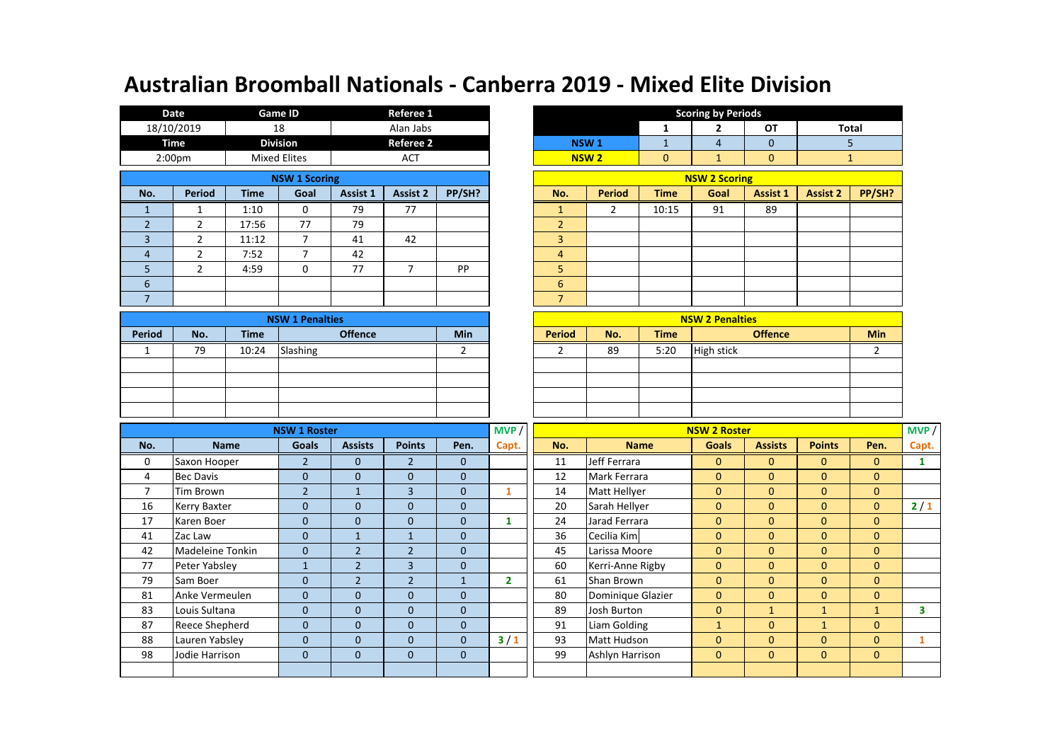# Australian Broomball Nationals - Canberra 2019 - Mixed Elite Division

| Date | Game ID | Referee 1 |
|---|---|---|
| 18/10/2019 | 18 | Alan Jabs |
| **Time** | **Division** | **Referee 2** |
| 2:00pm | Mixed Elites | ACT |

| Scoring by Periods | 1 | 2 | OT | Total |
|---|---|---|---|---|
| NSW 1 | 1 | 4 | 0 | 5 |
| NSW 2 | 0 | 1 | 0 | 1 |

**NSW 1 Scoring**

| No. | Period | Time | Goal | Assist 1 | Assist 2 | PP/SH? |
|---|---|---|---|---|---|---|
| 1 | 1 | 1:10 | 0 | 79 | 77 | |
| 2 | 2 | 17:56 | 77 | 79 | | |
| 3 | 2 | 11:12 | 7 | 41 | 42 | |
| 4 | 2 | 7:52 | 7 | 42 | | |
| 5 | 2 | 4:59 | 0 | 77 | 7 | PP |
| 6 | | | | | | |
| 7 | | | | | | |

**NSW 2 Scoring**

| No. | Period | Time | Goal | Assist 1 | Assist 2 | PP/SH? |
|---|---|---|---|---|---|---|
| 1 | 2 | 10:15 | 91 | 89 | | |
| 2 | | | | | | |
| 3 | | | | | | |
| 4 | | | | | | |
| 5 | | | | | | |
| 6 | | | | | | |
| 7 | | | | | | |

**NSW 1 Penalties**

| Period | No. | Time | Offence | Min |
|---|---|---|---|---|
| 1 | 79 | 10:24 | Slashing | 2 |

**NSW 2 Penalties**

| Period | No. | Time | Offence | Min |
|---|---|---|---|---|
| 2 | 89 | 5:20 | High stick | 2 |

**NSW 1 Roster**

| No. | Name | Goals | Assists | Points | Pen. | MVP / Capt. |
|---|---|---|---|---|---|---|
| 0 | Saxon Hooper | 2 | 0 | 2 | 0 | |
| 4 | Bec Davis | 0 | 0 | 0 | 0 | |
| 7 | Tim Brown | 2 | 1 | 3 | 0 | 1 |
| 16 | Kerry Baxter | 0 | 0 | 0 | 0 | |
| 17 | Karen Boer | 0 | 0 | 0 | 0 | 1 |
| 41 | Zac Law | 0 | 1 | 1 | 0 | |
| 42 | Madeleine Tonkin | 0 | 2 | 2 | 0 | |
| 77 | Peter Yabsley | 1 | 2 | 3 | 0 | |
| 79 | Sam Boer | 0 | 2 | 2 | 1 | 2 |
| 81 | Anke Vermeulen | 0 | 0 | 0 | 0 | |
| 83 | Louis Sultana | 0 | 0 | 0 | 0 | |
| 87 | Reece Shepherd | 0 | 0 | 0 | 0 | |
| 88 | Lauren Yabsley | 0 | 0 | 0 | 0 | 3 / 1 |
| 98 | Jodie Harrison | 0 | 0 | 0 | 0 | |

**NSW 2 Roster**

| No. | Name | Goals | Assists | Points | Pen. | MVP / Capt. |
|---|---|---|---|---|---|---|
| 11 | Jeff Ferrara | 0 | 0 | 0 | 0 | 1 |
| 12 | Mark Ferrara | 0 | 0 | 0 | 0 | |
| 14 | Matt Hellyer | 0 | 0 | 0 | 0 | |
| 20 | Sarah Hellyer | 0 | 0 | 0 | 0 | 2 / 1 |
| 24 | Jarad Ferrara | 0 | 0 | 0 | 0 | |
| 36 | Cecilia Kim | 0 | 0 | 0 | 0 | |
| 45 | Larissa Moore | 0 | 0 | 0 | 0 | |
| 60 | Kerri-Anne Rigby | 0 | 0 | 0 | 0 | |
| 61 | Shan Brown | 0 | 0 | 0 | 0 | |
| 80 | Dominique Glazier | 0 | 0 | 0 | 0 | |
| 89 | Josh Burton | 0 | 1 | 1 | 1 | 3 |
| 91 | Liam Golding | 1 | 0 | 1 | 0 | |
| 93 | Matt Hudson | 0 | 0 | 0 | 0 | 1 |
| 99 | Ashlyn Harrison | 0 | 0 | 0 | 0 | |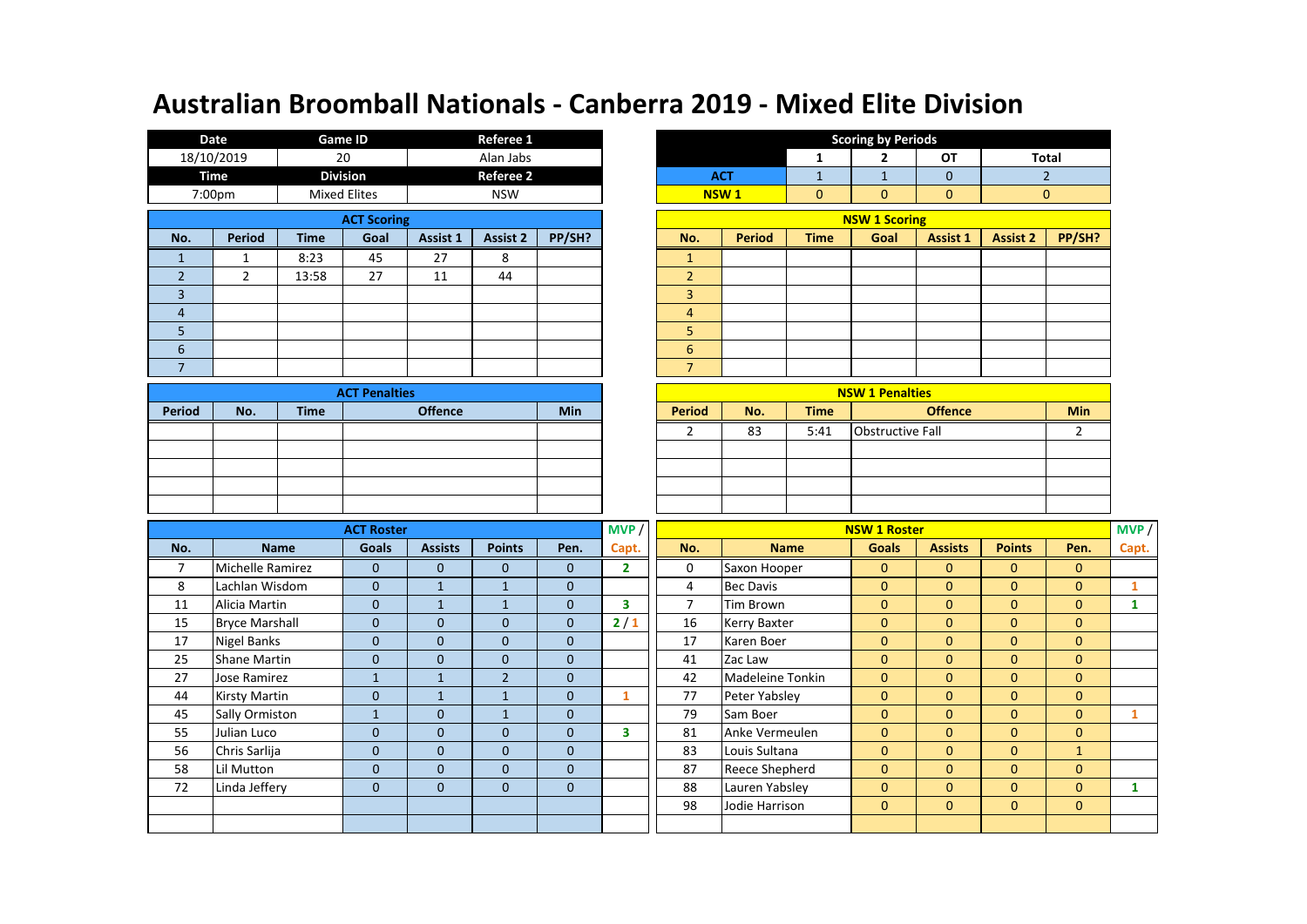# Australian Broomball Nationals - Canberra 2019 - Mixed Elite Division

| Date | Game ID | Referee 1 |
|---|---|---|
| 18/10/2019 | 20 | Alan Jabs |
| **Time** | **Division** | **Referee 2** |
| 7:00pm | Mixed Elites | NSW |

**Scoring by Periods**

| | 1 | 2 | OT | Total |
|---|---|---|---|---|
| ACT | 1 | 1 | 0 | 2 |
| NSW 1 | 0 | 0 | 0 | 0 |

**ACT Scoring**

| No. | Period | Time | Goal | Assist 1 | Assist 2 | PP/SH? |
|---|---|---|---|---|---|---|
| 1 | 1 | 8:23 | 45 | 27 | 8 | |
| 2 | 2 | 13:58 | 27 | 11 | 44 | |
| 3 | | | | | | |
| 4 | | | | | | |
| 5 | | | | | | |
| 6 | | | | | | |
| 7 | | | | | | |

**NSW 1 Scoring**

| No. | Period | Time | Goal | Assist 1 | Assist 2 | PP/SH? |
|---|---|---|---|---|---|---|
| 1 | | | | | | |
| 2 | | | | | | |
| 3 | | | | | | |
| 4 | | | | | | |
| 5 | | | | | | |
| 6 | | | | | | |
| 7 | | | | | | |

**ACT Penalties**

| Period | No. | Time | Offence | Min |
|---|---|---|---|---|
| | | | | |

**NSW 1 Penalties**

| Period | No. | Time | Offence | Min |
|---|---|---|---|---|
| 2 | 83 | 5:41 | Obstructive Fall | 2 |

**ACT Roster**

| No. | Name | Goals | Assists | Points | Pen. | MVP / Capt. |
|---|---|---|---|---|---|---|
| 7 | Michelle Ramirez | 0 | 0 | 0 | 0 | 2 |
| 8 | Lachlan Wisdom | 0 | 1 | 1 | 0 | |
| 11 | Alicia Martin | 0 | 1 | 1 | 0 | 3 |
| 15 | Bryce Marshall | 0 | 0 | 0 | 0 | 2 / 1 |
| 17 | Nigel Banks | 0 | 0 | 0 | 0 | |
| 25 | Shane Martin | 0 | 0 | 0 | 0 | |
| 27 | Jose Ramirez | 1 | 1 | 2 | 0 | |
| 44 | Kirsty Martin | 0 | 1 | 1 | 0 | 1 |
| 45 | Sally Ormiston | 1 | 0 | 1 | 0 | |
| 55 | Julian Luco | 0 | 0 | 0 | 0 | 3 |
| 56 | Chris Sarlija | 0 | 0 | 0 | 0 | |
| 58 | Lil Mutton | 0 | 0 | 0 | 0 | |
| 72 | Linda Jeffery | 0 | 0 | 0 | 0 | |

**NSW 1 Roster**

| No. | Name | Goals | Assists | Points | Pen. | MVP / Capt. |
|---|---|---|---|---|---|---|
| 0 | Saxon Hooper | 0 | 0 | 0 | 0 | |
| 4 | Bec Davis | 0 | 0 | 0 | 0 | 1 |
| 7 | Tim Brown | 0 | 0 | 0 | 0 | 1 |
| 16 | Kerry Baxter | 0 | 0 | 0 | 0 | |
| 17 | Karen Boer | 0 | 0 | 0 | 0 | |
| 41 | Zac Law | 0 | 0 | 0 | 0 | |
| 42 | Madeleine Tonkin | 0 | 0 | 0 | 0 | |
| 77 | Peter Yabsley | 0 | 0 | 0 | 0 | |
| 79 | Sam Boer | 0 | 0 | 0 | 0 | 1 |
| 81 | Anke Vermeulen | 0 | 0 | 0 | 0 | |
| 83 | Louis Sultana | 0 | 0 | 0 | 1 | |
| 87 | Reece Shepherd | 0 | 0 | 0 | 0 | |
| 88 | Lauren Yabsley | 0 | 0 | 0 | 0 | 1 |
| 98 | Jodie Harrison | 0 | 0 | 0 | 0 | |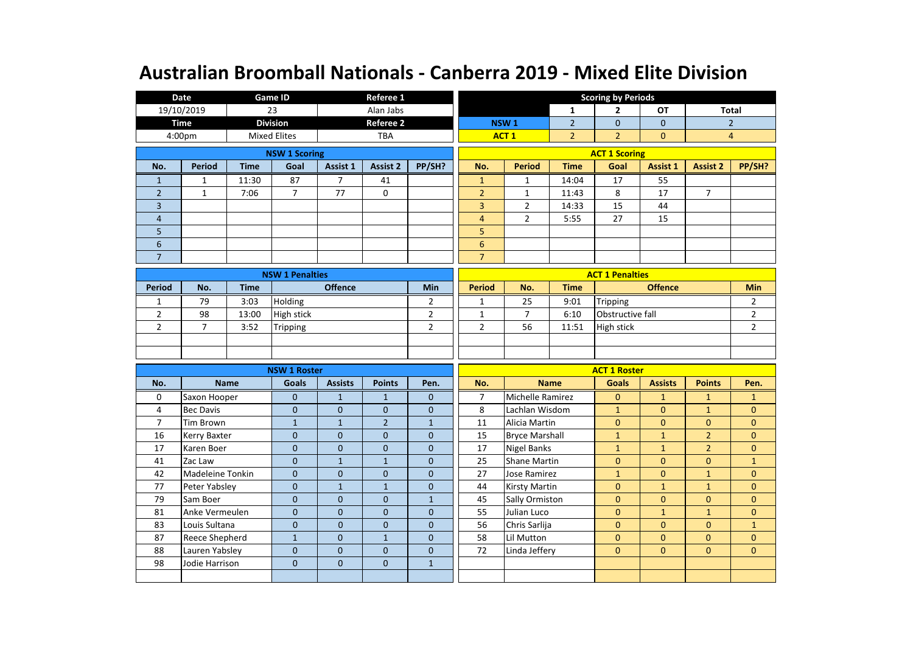# Australian Broomball Nationals - Canberra 2019 - Mixed Elite Division

| Date | Game ID | Referee 1 |
|---|---|---|
| 19/10/2019 | 23 | Alan Jabs |
| **Time** | **Division** | **Referee 2** |
| 4:00pm | Mixed Elites | TBA |

| Scoring by Periods | 1 | 2 | OT | Total |
|---|---|---|---|---|
| NSW 1 | 2 | 0 | 0 | 2 |
| ACT 1 | 2 | 2 | 0 | 4 |

## NSW 1 Scoring

| No. | Period | Time | Goal | Assist 1 | Assist 2 | PP/SH? |
|---|---|---|---|---|---|---|
| 1 | 1 | 11:30 | 87 | 7 | 41 | |
| 2 | 1 | 7:06 | 7 | 77 | 0 | |
| 3 | | | | | | |
| 4 | | | | | | |
| 5 | | | | | | |
| 6 | | | | | | |
| 7 | | | | | | |

## ACT 1 Scoring

| No. | Period | Time | Goal | Assist 1 | Assist 2 | PP/SH? |
|---|---|---|---|---|---|---|
| 1 | 1 | 14:04 | 17 | 55 | | |
| 2 | 1 | 11:43 | 8 | 17 | 7 | |
| 3 | 2 | 14:33 | 15 | 44 | | |
| 4 | 2 | 5:55 | 27 | 15 | | |
| 5 | | | | | | |
| 6 | | | | | | |
| 7 | | | | | | |

## NSW 1 Penalties

| Period | No. | Time | Offence | Min |
|---|---|---|---|---|
| 1 | 79 | 3:03 | Holding | 2 |
| 2 | 98 | 13:00 | High stick | 2 |
| 2 | 7 | 3:52 | Tripping | 2 |
| | | | | |
| | | | | |

## ACT 1 Penalties

| Period | No. | Time | Offence | Min |
|---|---|---|---|---|
| 1 | 25 | 9:01 | Tripping | 2 |
| 1 | 7 | 6:10 | Obstructive fall | 2 |
| 2 | 56 | 11:51 | High stick | 2 |
| | | | | |
| | | | | |

## NSW 1 Roster

| No. | Name | Goals | Assists | Points | Pen. |
|---|---|---|---|---|---|
| 0 | Saxon Hooper | 0 | 1 | 1 | 0 |
| 4 | Bec Davis | 0 | 0 | 0 | 0 |
| 7 | Tim Brown | 1 | 1 | 2 | 1 |
| 16 | Kerry Baxter | 0 | 0 | 0 | 0 |
| 17 | Karen Boer | 0 | 0 | 0 | 0 |
| 41 | Zac Law | 0 | 1 | 1 | 0 |
| 42 | Madeleine Tonkin | 0 | 0 | 0 | 0 |
| 77 | Peter Yabsley | 0 | 1 | 1 | 0 |
| 79 | Sam Boer | 0 | 0 | 0 | 1 |
| 81 | Anke Vermeulen | 0 | 0 | 0 | 0 |
| 83 | Louis Sultana | 0 | 0 | 0 | 0 |
| 87 | Reece Shepherd | 1 | 0 | 1 | 0 |
| 88 | Lauren Yabsley | 0 | 0 | 0 | 0 |
| 98 | Jodie Harrison | 0 | 0 | 0 | 1 |
| | | | | | |

## ACT 1 Roster

| No. | Name | Goals | Assists | Points | Pen. |
|---|---|---|---|---|---|
| 7 | Michelle Ramirez | 0 | 1 | 1 | 1 |
| 8 | Lachlan Wisdom | 1 | 0 | 1 | 0 |
| 11 | Alicia Martin | 0 | 0 | 0 | 0 |
| 15 | Bryce Marshall | 1 | 1 | 2 | 0 |
| 17 | Nigel Banks | 1 | 1 | 2 | 0 |
| 25 | Shane Martin | 0 | 0 | 0 | 1 |
| 27 | Jose Ramirez | 1 | 0 | 1 | 0 |
| 44 | Kirsty Martin | 0 | 1 | 1 | 0 |
| 45 | Sally Ormiston | 0 | 0 | 0 | 0 |
| 55 | Julian Luco | 0 | 1 | 1 | 0 |
| 56 | Chris Sarlija | 0 | 0 | 0 | 1 |
| 58 | Lil Mutton | 0 | 0 | 0 | 0 |
| 72 | Linda Jeffery | 0 | 0 | 0 | 0 |
| | | | | | |
| | | | | | |